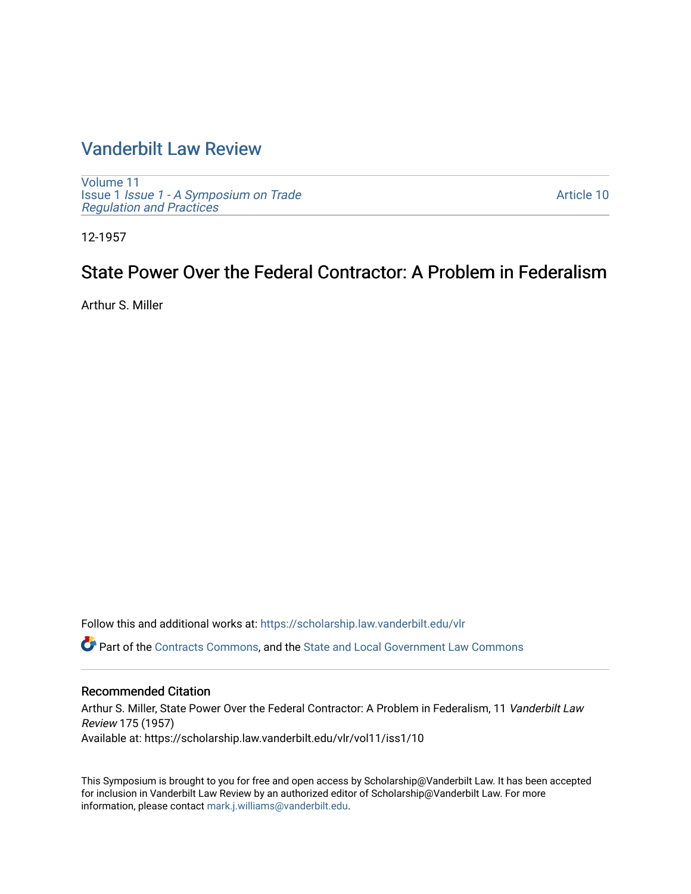# Vanderbilt Law Review

Volume 11
Issue 1 *Issue 1 - A Symposium on Trade Regulation and Practices*

Article 10

12-1957

## State Power Over the Federal Contractor: A Problem in Federalism

Arthur S. Miller

Follow this and additional works at: https://scholarship.law.vanderbilt.edu/vlr

Part of the Contracts Commons, and the State and Local Government Law Commons

### Recommended Citation

Arthur S. Miller, State Power Over the Federal Contractor: A Problem in Federalism, 11 *Vanderbilt Law Review* 175 (1957)
Available at: https://scholarship.law.vanderbilt.edu/vlr/vol11/iss1/10

This Symposium is brought to you for free and open access by Scholarship@Vanderbilt Law. It has been accepted for inclusion in Vanderbilt Law Review by an authorized editor of Scholarship@Vanderbilt Law. For more information, please contact mark.j.williams@vanderbilt.edu.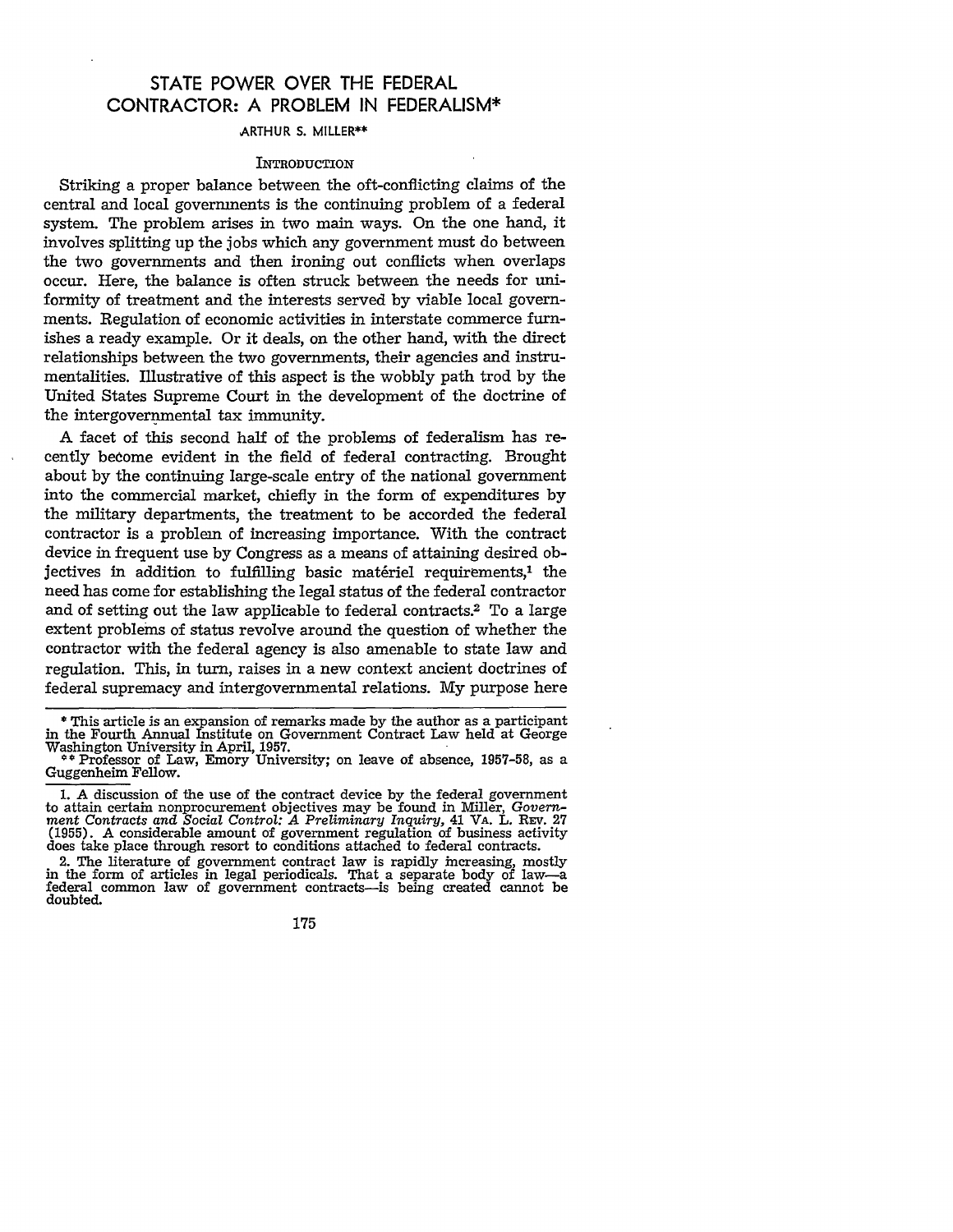# STATE POWER OVER THE FEDERAL CONTRACTOR: A PROBLEM IN FEDERALISM*

ARTHUR S. MILLER**

## INTRODUCTION

Striking a proper balance between the oft-conflicting claims of the central and local governments is the continuing problem of a federal system. The problem arises in two main ways. On the one hand, it involves splitting up the jobs which any government must do between the two governments and then ironing out conflicts when overlaps occur. Here, the balance is often struck between the needs for uniformity of treatment and the interests served by viable local governments. Regulation of economic activities in interstate commerce furnishes a ready example. Or it deals, on the other hand, with the direct relationships between the two governments, their agencies and instrumentalities. Illustrative of this aspect is the wobbly path trod by the United States Supreme Court in the development of the doctrine of the intergovernmental tax immunity.

A facet of this second half of the problems of federalism has recently become evident in the field of federal contracting. Brought about by the continuing large-scale entry of the national government into the commercial market, chiefly in the form of expenditures by the military departments, the treatment to be accorded the federal contractor is a problem of increasing importance. With the contract device in frequent use by Congress as a means of attaining desired objectives in addition to fulfilling basic matériel requirements,[1] the need has come for establishing the legal status of the federal contractor and of setting out the law applicable to federal contracts.[2] To a large extent problems of status revolve around the question of whether the contractor with the federal agency is also amenable to state law and regulation. This, in turn, raises in a new context ancient doctrines of federal supremacy and intergovernmental relations. My purpose here

---

\* This article is an expansion of remarks made by the author as a participant in the Fourth Annual Institute on Government Contract Law held at George Washington University in April, 1957.

\*\* Professor of Law, Emory University; on leave of absence, 1957-58, as a Guggenheim Fellow.

1. A discussion of the use of the contract device by the federal government to attain certain nonprocurement objectives may be found in Miller, *Government Contracts and Social Control: A Preliminary Inquiry*, 41 VA. L. REV. 27 (1955). A considerable amount of government regulation of business activity does take place through resort to conditions attached to federal contracts.

2. The literature of government contract law is rapidly increasing, mostly in the form of articles in legal periodicals. That a separate body of law—a federal common law of government contracts—is being created cannot be doubted.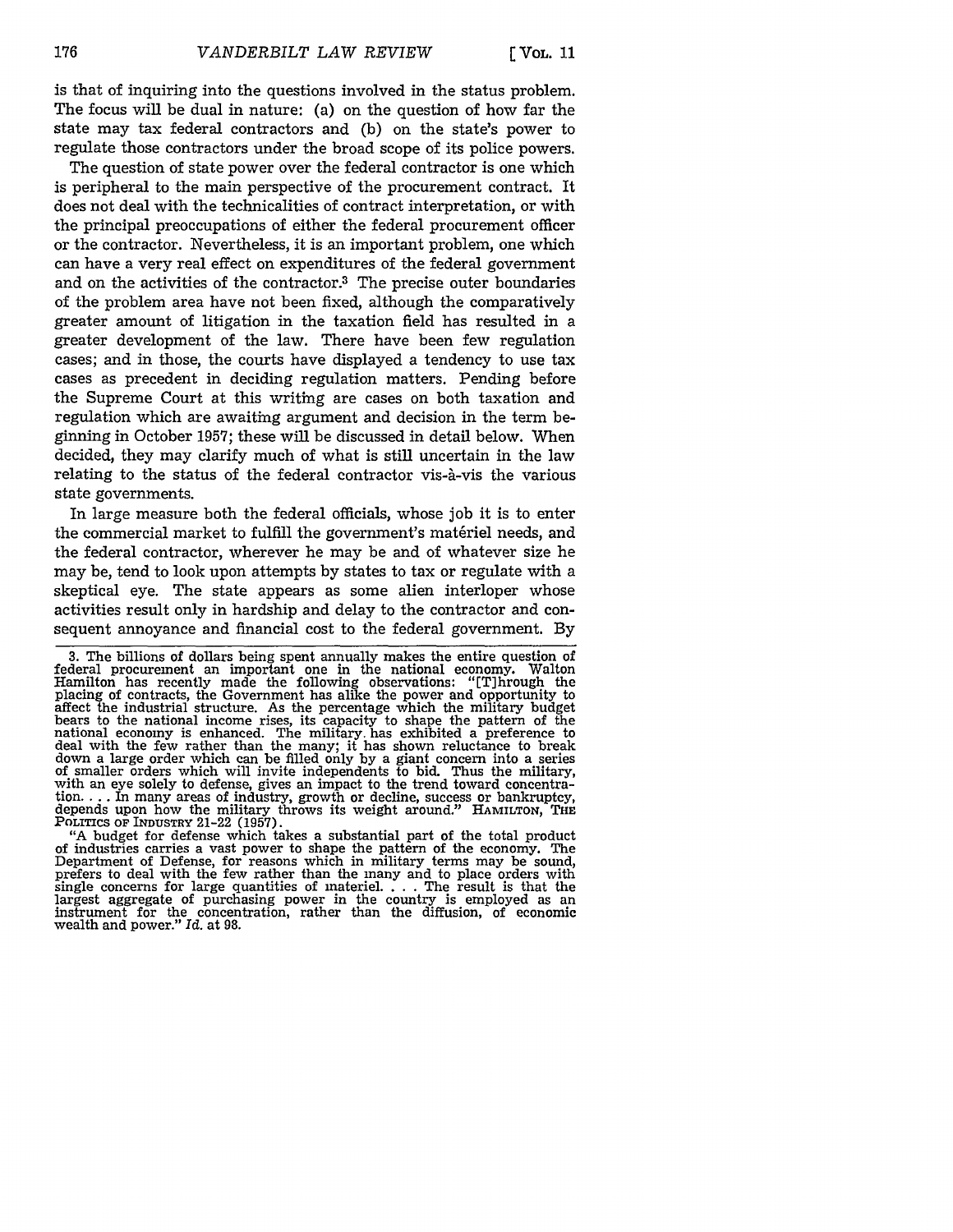is that of inquiring into the questions involved in the status problem. The focus will be dual in nature: (a) on the question of how far the state may tax federal contractors and (b) on the state's power to regulate those contractors under the broad scope of its police powers.

The question of state power over the federal contractor is one which is peripheral to the main perspective of the procurement contract. It does not deal with the technicalities of contract interpretation, or with the principal preoccupations of either the federal procurement officer or the contractor. Nevertheless, it is an important problem, one which can have a very real effect on expenditures of the federal government and on the activities of the contractor.[3] The precise outer boundaries of the problem area have not been fixed, although the comparatively greater amount of litigation in the taxation field has resulted in a greater development of the law. There have been few regulation cases; and in those, the courts have displayed a tendency to use tax cases as precedent in deciding regulation matters. Pending before the Supreme Court at this writing are cases on both taxation and regulation which are awaiting argument and decision in the term beginning in October 1957; these will be discussed in detail below. When decided, they may clarify much of what is still uncertain in the law relating to the status of the federal contractor vis-à-vis the various state governments.

In large measure both the federal officials, whose job it is to enter the commercial market to fulfill the government's matériel needs, and the federal contractor, wherever he may be and of whatever size he may be, tend to look upon attempts by states to tax or regulate with a skeptical eye. The state appears as some alien interloper whose activities result only in hardship and delay to the contractor and consequent annoyance and financial cost to the federal government. By

---

3. The billions of dollars being spent annually makes the entire question of federal procurement an important one in the national economy. Walton Hamilton has recently made the following observations: "[T]hrough the placing of contracts, the Government has alike the power and opportunity to affect the industrial structure. As the percentage which the military budget bears to the national income rises, its capacity to shape the pattern of the national economy is enhanced. The military has exhibited a preference to deal with the few rather than the many; it has shown reluctance to break down a large order which can be filled only by a giant concern into a series of smaller orders which will invite independents to bid. Thus the military, with an eye solely to defense, gives an impact to the trend toward concentration. . . . In many areas of industry, growth or decline, success or bankruptcy, depends upon how the military throws its weight around." HAMILTON, THE POLITICS OF INDUSTRY 21-22 (1957).

"A budget for defense which takes a substantial part of the total product of industries carries a vast power to shape the pattern of the economy. The Department of Defense, for reasons which in military terms may be sound, prefers to deal with the few rather than the many and to place orders with single concerns for large quantities of materiel. . . . The result is that the largest aggregate of purchasing power in the country is employed as an instrument for the concentration, rather than the diffusion, of economic wealth and power." *Id.* at 98.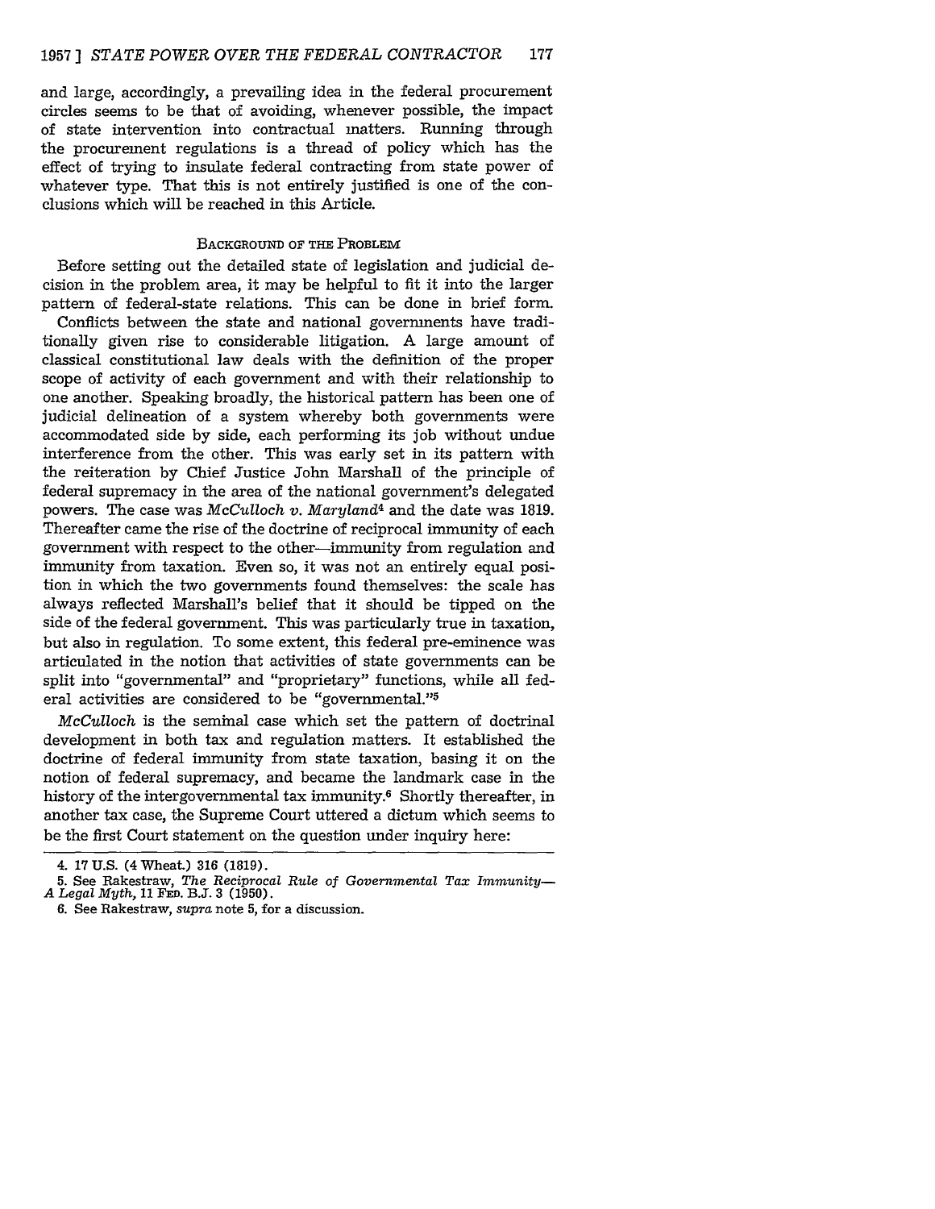and large, accordingly, a prevailing idea in the federal procurement circles seems to be that of avoiding, whenever possible, the impact of state intervention into contractual matters. Running through the procurement regulations is a thread of policy which has the effect of trying to insulate federal contracting from state power of whatever type. That this is not entirely justified is one of the conclusions which will be reached in this Article.

## BACKGROUND OF THE PROBLEM

Before setting out the detailed state of legislation and judicial decision in the problem area, it may be helpful to fit it into the larger pattern of federal-state relations. This can be done in brief form.

Conflicts between the state and national governments have traditionally given rise to considerable litigation. A large amount of classical constitutional law deals with the definition of the proper scope of activity of each government and with their relationship to one another. Speaking broadly, the historical pattern has been one of judicial delineation of a system whereby both governments were accommodated side by side, each performing its job without undue interference from the other. This was early set in its pattern with the reiteration by Chief Justice John Marshall of the principle of federal supremacy in the area of the national government's delegated powers. The case was *McCulloch v. Maryland*[4] and the date was 1819. Thereafter came the rise of the doctrine of reciprocal immunity of each government with respect to the other—immunity from regulation and immunity from taxation. Even so, it was not an entirely equal position in which the two governments found themselves: the scale has always reflected Marshall's belief that it should be tipped on the side of the federal government. This was particularly true in taxation, but also in regulation. To some extent, this federal pre-eminence was articulated in the notion that activities of state governments can be split into "governmental" and "proprietary" functions, while all federal activities are considered to be "governmental."[5]

*McCulloch* is the seminal case which set the pattern of doctrinal development in both tax and regulation matters. It established the doctrine of federal immunity from state taxation, basing it on the notion of federal supremacy, and became the landmark case in the history of the intergovernmental tax immunity.[6] Shortly thereafter, in another tax case, the Supreme Court uttered a dictum which seems to be the first Court statement on the question under inquiry here:

---

4. 17 U.S. (4 Wheat.) 316 (1819).

5. See Rakestraw, *The Reciprocal Rule of Governmental Tax Immunity—A Legal Myth*, 11 FED. B.J. 3 (1950).

6. See Rakestraw, *supra* note 5, for a discussion.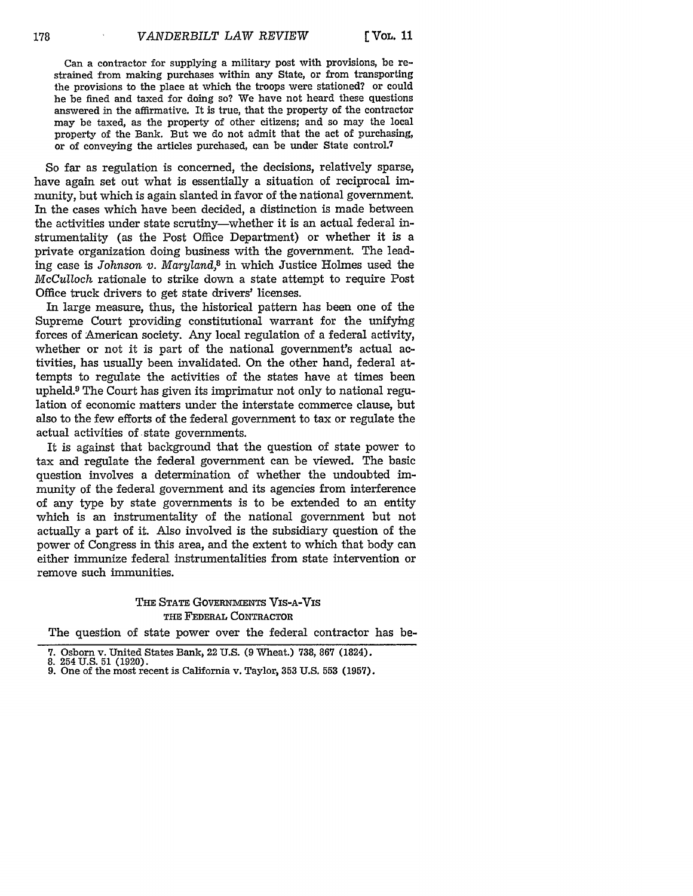> Can a contractor for supplying a military post with provisions, be restrained from making purchases within any State, or from transporting the provisions to the place at which the troops were stationed? or could he be fined and taxed for doing so? We have not heard these questions answered in the affirmative. It is true, that the property of the contractor may be taxed, as the property of other citizens; and so may the local property of the Bank. But we do not admit that the act of purchasing, or of conveying the articles purchased, can be under State control.[7]

So far as regulation is concerned, the decisions, relatively sparse, have again set out what is essentially a situation of reciprocal immunity, but which is again slanted in favor of the national government. In the cases which have been decided, a distinction is made between the activities under state scrutiny—whether it is an actual federal instrumentality (as the Post Office Department) or whether it is a private organization doing business with the government. The leading case is *Johnson v. Maryland*,[8] in which Justice Holmes used the *McCulloch* rationale to strike down a state attempt to require Post Office truck drivers to get state drivers' licenses.

In large measure, thus, the historical pattern has been one of the Supreme Court providing constitutional warrant for the unifying forces of American society. Any local regulation of a federal activity, whether or not it is part of the national government's actual activities, has usually been invalidated. On the other hand, federal attempts to regulate the activities of the states have at times been upheld.[9] The Court has given its imprimatur not only to national regulation of economic matters under the interstate commerce clause, but also to the few efforts of the federal government to tax or regulate the actual activities of state governments.

It is against that background that the question of state power to tax and regulate the federal government can be viewed. The basic question involves a determination of whether the undoubted immunity of the federal government and its agencies from interference of any type by state governments is to be extended to an entity which is an instrumentality of the national government but not actually a part of it. Also involved is the subsidiary question of the power of Congress in this area, and the extent to which that body can either immunize federal instrumentalities from state intervention or remove such immunities.

## The State Governments Vis-a-Vis the Federal Contractor

The question of state power over the federal contractor has be-

---

7. Osborn v. United States Bank, 22 U.S. (9 Wheat.) 738, 867 (1824).
8. 254 U.S. 51 (1920).
9. One of the most recent is California v. Taylor, 353 U.S. 553 (1957).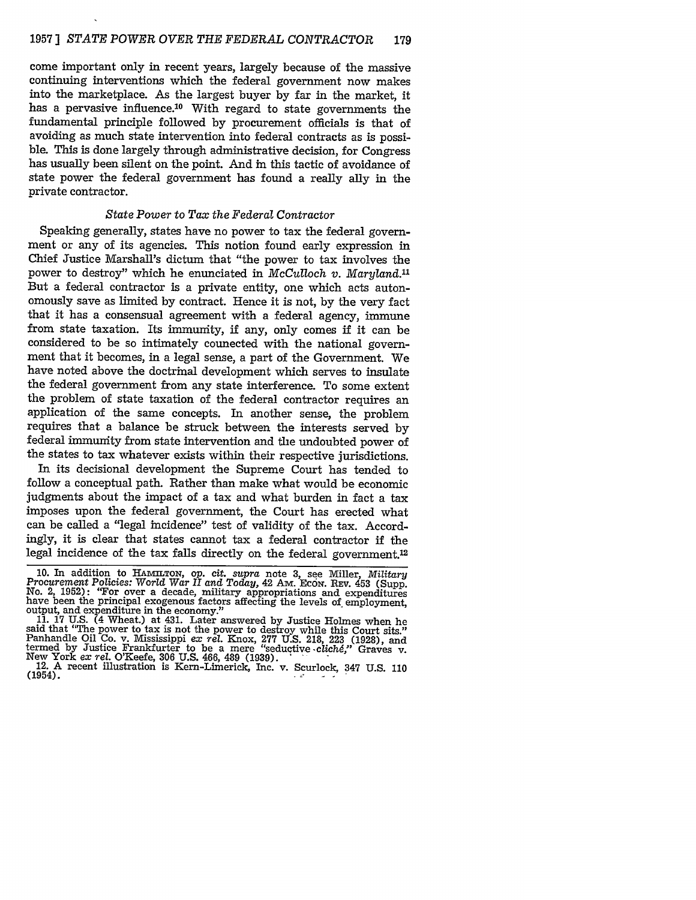come important only in recent years, largely because of the massive continuing interventions which the federal government now makes into the marketplace. As the largest buyer by far in the market, it has a pervasive influence.[10] With regard to state governments the fundamental principle followed by procurement officials is that of avoiding as much state intervention into federal contracts as is possible. This is done largely through administrative decision, for Congress has usually been silent on the point. And in this tactic of avoidance of state power the federal government has found a really ally in the private contractor.

### *State Power to Tax the Federal Contractor*

Speaking generally, states have no power to tax the federal government or any of its agencies. This notion found early expression in Chief Justice Marshall's dictum that "the power to tax involves the power to destroy" which he enunciated in *McCulloch v. Maryland*.[11] But a federal contractor is a private entity, one which acts autonomously save as limited by contract. Hence it is not, by the very fact that it has a consensual agreement with a federal agency, immune from state taxation. Its immunity, if any, only comes if it can be considered to be so intimately connected with the national government that it becomes, in a legal sense, a part of the Government. We have noted above the doctrinal development which serves to insulate the federal government from any state interference. To some extent the problem of state taxation of the federal contractor requires an application of the same concepts. In another sense, the problem requires that a balance be struck between the interests served by federal immunity from state intervention and the undoubted power of the states to tax whatever exists within their respective jurisdictions.

In its decisional development the Supreme Court has tended to follow a conceptual path. Rather than make what would be economic judgments about the impact of a tax and what burden in fact a tax imposes upon the federal government, the Court has erected what can be called a "legal incidence" test of validity of the tax. Accordingly, it is clear that states cannot tax a federal contractor if the legal incidence of the tax falls directly on the federal government.[12]

---

10. In addition to HAMILTON, *op. cit. supra* note 3, see Miller, *Military Procurement Policies: World War II and Today*, 42 AM. ECON. REV. 453 (Supp. No. 2, 1952): "For over a decade, military appropriations and expenditures have been the principal exogenous factors affecting the levels of employment, output, and expenditure in the economy."

11. 17 U.S. (4 Wheat.) at 431. Later answered by Justice Holmes when he said that "The power to tax is not the power to destroy while this Court sits." Panhandle Oil Co. v. Mississippi *ex rel.* Knox, 277 U.S. 218, 223 (1928), and termed by Justice Frankfurter to be a mere "seductive *cliché*," Graves v. New York *ex rel.* O'Keefe, 306 U.S. 466, 489 (1939).

12. A recent illustration is Kern-Limerick, Inc. v. Scurlock, 347 U.S. 110 (1954).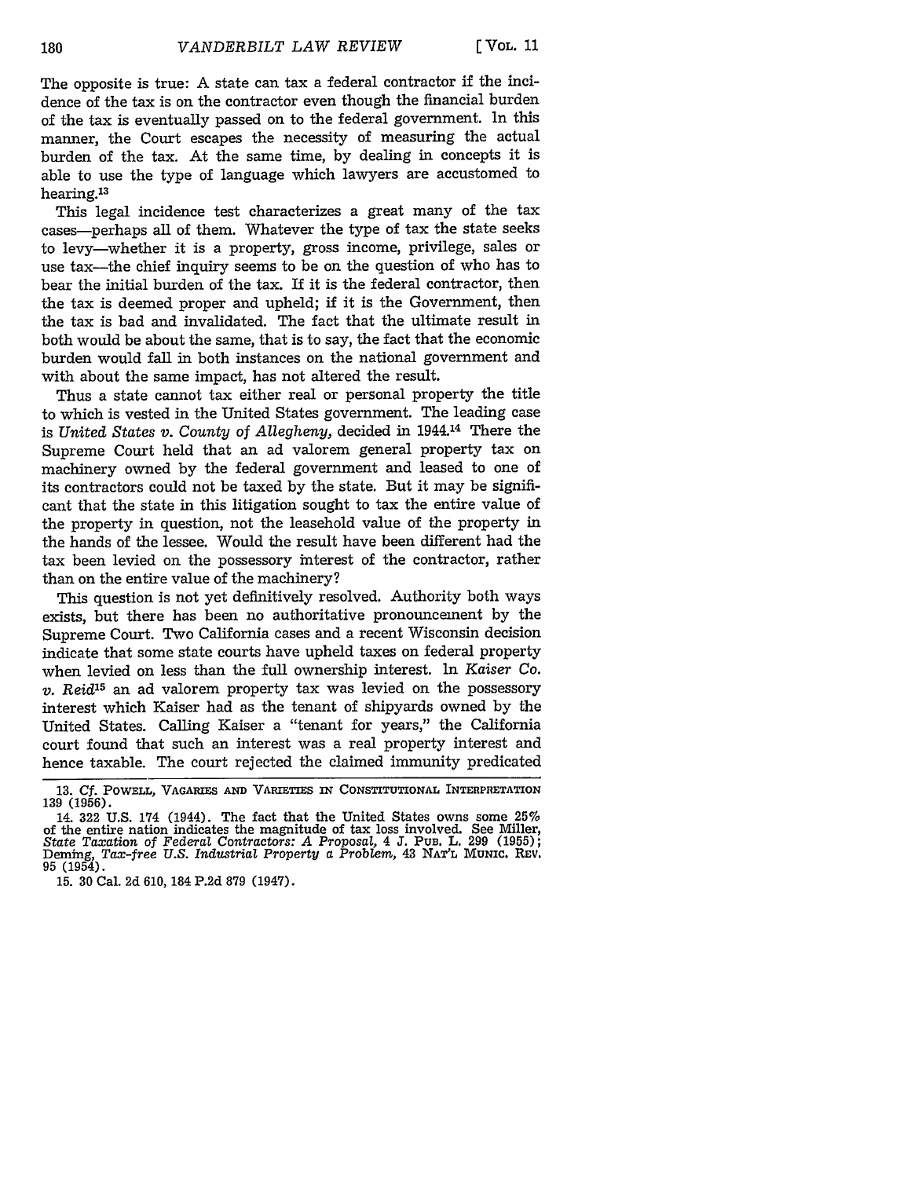The opposite is true: A state can tax a federal contractor if the incidence of the tax is on the contractor even though the financial burden of the tax is eventually passed on to the federal government. In this manner, the Court escapes the necessity of measuring the actual burden of the tax. At the same time, by dealing in concepts it is able to use the type of language which lawyers are accustomed to hearing.[13]

This legal incidence test characterizes a great many of the tax cases—perhaps all of them. Whatever the type of tax the state seeks to levy—whether it is a property, gross income, privilege, sales or use tax—the chief inquiry seems to be on the question of who has to bear the initial burden of the tax. If it is the federal contractor, then the tax is deemed proper and upheld; if it is the Government, then the tax is bad and invalidated. The fact that the ultimate result in both would be about the same, that is to say, the fact that the economic burden would fall in both instances on the national government and with about the same impact, has not altered the result.

Thus a state cannot tax either real or personal property the title to which is vested in the United States government. The leading case is *United States v. County of Allegheny*, decided in 1944.[14] There the Supreme Court held that an ad valorem general property tax on machinery owned by the federal government and leased to one of its contractors could not be taxed by the state. But it may be significant that the state in this litigation sought to tax the entire value of the property in question, not the leasehold value of the property in the hands of the lessee. Would the result have been different had the tax been levied on the possessory interest of the contractor, rather than on the entire value of the machinery?

This question is not yet definitively resolved. Authority both ways exists, but there has been no authoritative pronouncement by the Supreme Court. Two California cases and a recent Wisconsin decision indicate that some state courts have upheld taxes on federal property when levied on less than the full ownership interest. In *Kaiser Co. v. Reid*[15] an ad valorem property tax was levied on the possessory interest which Kaiser had as the tenant of shipyards owned by the United States. Calling Kaiser a "tenant for years," the California court found that such an interest was a real property interest and hence taxable. The court rejected the claimed immunity predicated

---

13. *Cf.* POWELL, VAGARIES AND VARIETIES IN CONSTITUTIONAL INTERPRETATION 139 (1956).

14. 322 U.S. 174 (1944). The fact that the United States owns some 25% of the entire nation indicates the magnitude of tax loss involved. See Miller, *State Taxation of Federal Contractors: A Proposal*, 4 J. PUB. L. 299 (1955); Deming, *Tax-free U.S. Industrial Property a Problem*, 43 NAT'L MUNIC. REV. 95 (1954).

15. 30 Cal. 2d 610, 184 P.2d 879 (1947).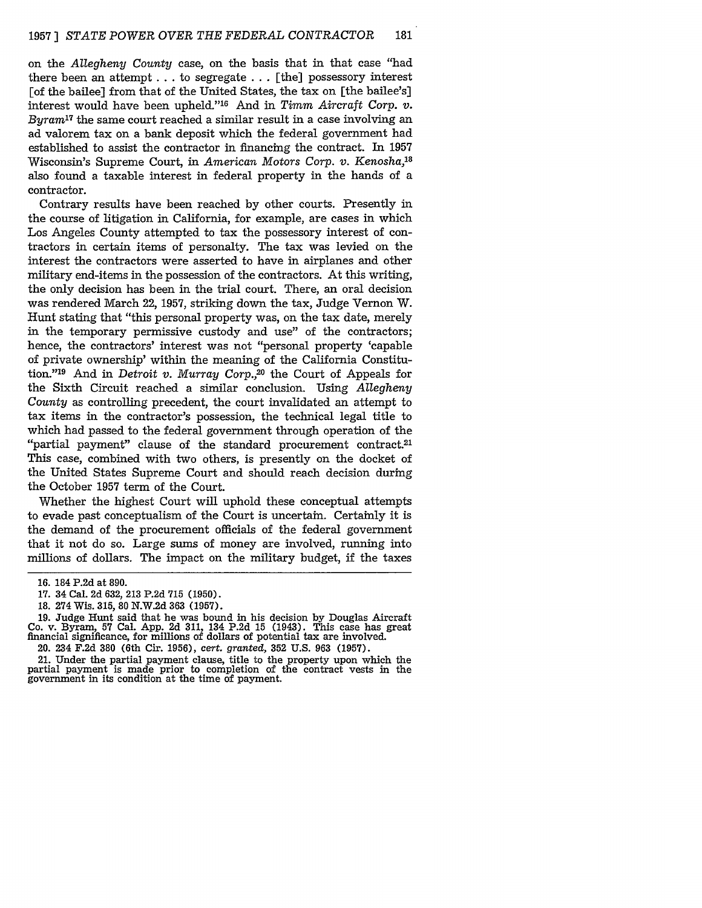on the *Allegheny County* case, on the basis that in that case "had there been an attempt . . . to segregate . . . [the] possessory interest [of the bailee] from that of the United States, the tax on [the bailee's] interest would have been upheld."[16] And in *Timm Aircraft Corp. v. Byram*[17] the same court reached a similar result in a case involving an ad valorem tax on a bank deposit which the federal government had established to assist the contractor in financing the contract. In 1957 Wisconsin's Supreme Court, in *American Motors Corp. v. Kenosha*,[18] also found a taxable interest in federal property in the hands of a contractor.

Contrary results have been reached by other courts. Presently in the course of litigation in California, for example, are cases in which Los Angeles County attempted to tax the possessory interest of contractors in certain items of personalty. The tax was levied on the interest the contractors were asserted to have in airplanes and other military end-items in the possession of the contractors. At this writing, the only decision has been in the trial court. There, an oral decision was rendered March 22, 1957, striking down the tax, Judge Vernon W. Hunt stating that "this personal property was, on the tax date, merely in the temporary permissive custody and use" of the contractors; hence, the contractors' interest was not "personal property 'capable of private ownership' within the meaning of the California Constitution."[19] And in *Detroit v. Murray Corp.*,[20] the Court of Appeals for the Sixth Circuit reached a similar conclusion. Using *Allegheny County* as controlling precedent, the court invalidated an attempt to tax items in the contractor's possession, the technical legal title to which had passed to the federal government through operation of the "partial payment" clause of the standard procurement contract.[21] This case, combined with two others, is presently on the docket of the United States Supreme Court and should reach decision during the October 1957 term of the Court.

Whether the highest Court will uphold these conceptual attempts to evade past conceptualism of the Court is uncertain. Certainly it is the demand of the procurement officials of the federal government that it not do so. Large sums of money are involved, running into millions of dollars. The impact on the military budget, if the taxes

---

16. 184 P.2d at 890.

17. 34 Cal. 2d 632, 213 P.2d 715 (1950).

18. 274 Wis. 315, 80 N.W.2d 363 (1957).

19. Judge Hunt said that he was bound in his decision by Douglas Aircraft Co. v. Byram, 57 Cal. App. 2d 311, 134 P.2d 15 (1943). This case has great financial significance, for millions of dollars of potential tax are involved.

20. 234 F.2d 380 (6th Cir. 1956), *cert. granted*, 352 U.S. 963 (1957).

21. Under the partial payment clause, title to the property upon which the partial payment is made prior to completion of the contract vests in the government in its condition at the time of payment.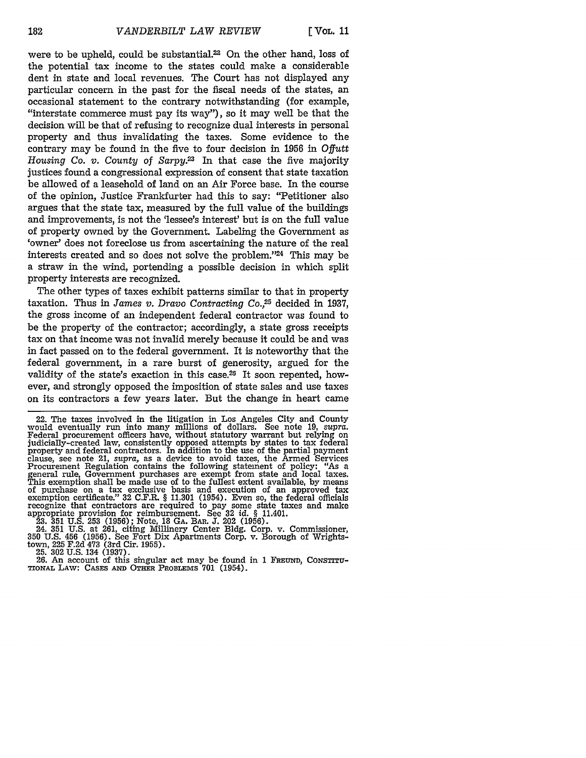were to be upheld, could be substantial.[22] On the other hand, loss of the potential tax income to the states could make a considerable dent in state and local revenues. The Court has not displayed any particular concern in the past for the fiscal needs of the states, an occasional statement to the contrary notwithstanding (for example, "interstate commerce must pay its way"), so it may well be that the decision will be that of refusing to recognize dual interests in personal property and thus invalidating the taxes. Some evidence to the contrary may be found in the five to four decision in 1956 in *Offutt Housing Co. v. County of Sarpy*.[23] In that case the five majority justices found a congressional expression of consent that state taxation be allowed of a leasehold of land on an Air Force base. In the course of the opinion, Justice Frankfurter had this to say: "Petitioner also argues that the state tax, measured by the full value of the buildings and improvements, is not the 'lessee's interest' but is on the full value of property owned by the Government. Labeling the Government as 'owner' does not foreclose us from ascertaining the nature of the real interests created and so does not solve the problem."[24] This may be a straw in the wind, portending a possible decision in which split property interests are recognized.

The other types of taxes exhibit patterns similar to that in property taxation. Thus in *James v. Dravo Contracting Co.*,[25] decided in 1937, the gross income of an independent federal contractor was found to be the property of the contractor; accordingly, a state gross receipts tax on that income was not invalid merely because it could be and was in fact passed on to the federal government. It is noteworthy that the federal government, in a rare burst of generosity, argued for the validity of the state's exaction in this case.[26] It soon repented, however, and strongly opposed the imposition of state sales and use taxes on its contractors a few years later. But the change in heart came

---

22. The taxes involved in the litigation in Los Angeles City and County would eventually run into many millions of dollars. See note 19, *supra*. Federal procurement officers have, without statutory warrant but relying on judicially-created law, consistently opposed attempts by states to tax federal property and federal contractors. In addition to the use of the partial payment clause, see note 21, *supra*, as a device to avoid taxes, the Armed Services Procurement Regulation contains the following statement of policy: "As a general rule, Government purchases are exempt from state and local taxes. This exemption shall be made use of to the fullest extent available, by means of purchase on a tax exclusive basis and execution of an approved tax exemption certificate." 32 C.F.R. § 11.301 (1954). Even so, the federal officials recognize that contractors are required to pay some state taxes and make appropriate provision for reimbursement. See 32 *id.* § 11.401.

23. 351 U.S. 253 (1956); Note, 18 GA. BAR. J. 202 (1956).

24. 351 U.S. at 261, citing Millinery Center Bldg. Corp. v. Commissioner, 350 U.S. 456 (1956). See Fort Dix Apartments Corp. v. Borough of Wrightstown, 225 F.2d 473 (3rd Cir. 1955).

25. 302 U.S. 134 (1937).

26. An account of this singular act may be found in 1 FREUND, CONSTITUTIONAL LAW: CASES AND OTHER PROBLEMS 701 (1954).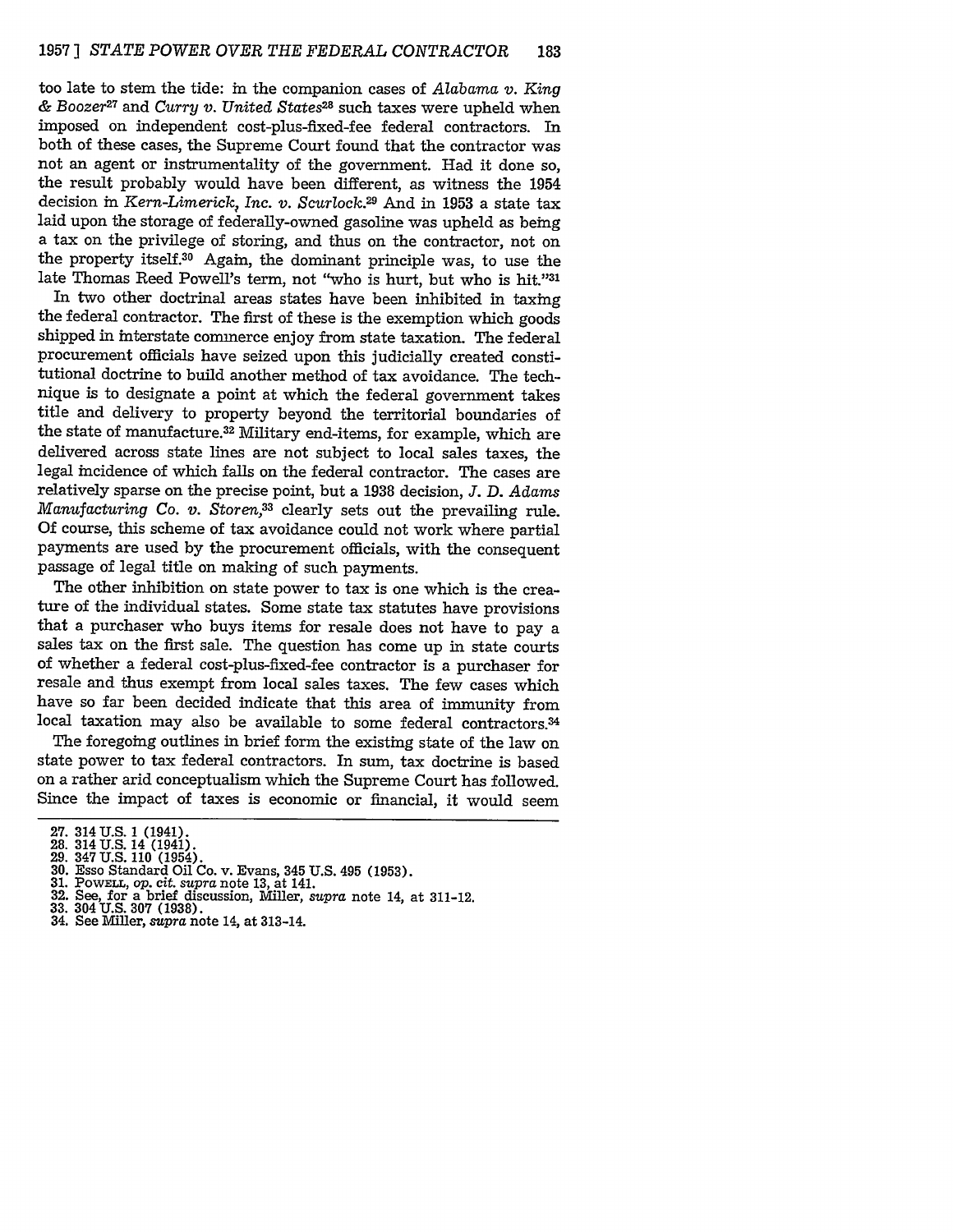too late to stem the tide: in the companion cases of *Alabama v. King & Boozer*[27] and *Curry v. United States*[28] such taxes were upheld when imposed on independent cost-plus-fixed-fee federal contractors. In both of these cases, the Supreme Court found that the contractor was not an agent or instrumentality of the government. Had it done so, the result probably would have been different, as witness the 1954 decision in *Kern-Limerick, Inc. v. Scurlock*.[29] And in 1953 a state tax laid upon the storage of federally-owned gasoline was upheld as being a tax on the privilege of storing, and thus on the contractor, not on the property itself.[30] Again, the dominant principle was, to use the late Thomas Reed Powell's term, not "who is hurt, but who is hit."[31]

In two other doctrinal areas states have been inhibited in taxing the federal contractor. The first of these is the exemption which goods shipped in interstate commerce enjoy from state taxation. The federal procurement officials have seized upon this judicially created constitutional doctrine to build another method of tax avoidance. The technique is to designate a point at which the federal government takes title and delivery to property beyond the territorial boundaries of the state of manufacture.[32] Military end-items, for example, which are delivered across state lines are not subject to local sales taxes, the legal incidence of which falls on the federal contractor. The cases are relatively sparse on the precise point, but a 1938 decision, *J. D. Adams Manufacturing Co. v. Storen*,[33] clearly sets out the prevailing rule. Of course, this scheme of tax avoidance could not work where partial payments are used by the procurement officials, with the consequent passage of legal title on making of such payments.

The other inhibition on state power to tax is one which is the creature of the individual states. Some state tax statutes have provisions that a purchaser who buys items for resale does not have to pay a sales tax on the first sale. The question has come up in state courts of whether a federal cost-plus-fixed-fee contractor is a purchaser for resale and thus exempt from local sales taxes. The few cases which have so far been decided indicate that this area of immunity from local taxation may also be available to some federal contractors.[34]

The foregoing outlines in brief form the existing state of the law on state power to tax federal contractors. In sum, tax doctrine is based on a rather arid conceptualism which the Supreme Court has followed. Since the impact of taxes is economic or financial, it would seem

---

27. 314 U.S. 1 (1941).
28. 314 U.S. 14 (1941).
29. 347 U.S. 110 (1954).
30. Esso Standard Oil Co. v. Evans, 345 U.S. 495 (1953).
31. POWELL, *op. cit. supra* note 13, at 141.
32. See, for a brief discussion, Miller, *supra* note 14, at 311-12.
33. 304 U.S. 307 (1938).
34. See Miller, *supra* note 14, at 313-14.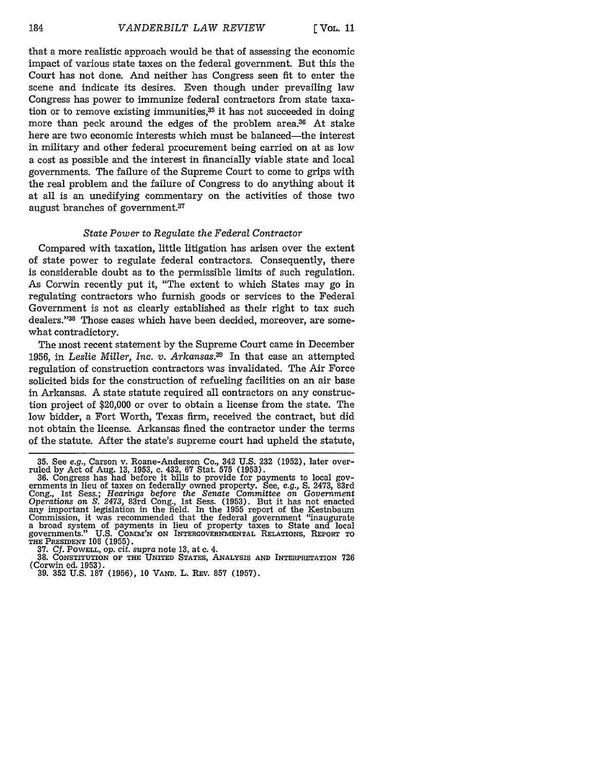that a more realistic approach would be that of assessing the economic impact of various state taxes on the federal government. But this the Court has not done. And neither has Congress seen fit to enter the scene and indicate its desires. Even though under prevailing law Congress has power to immunize federal contractors from state taxation or to remove existing immunities,[35] it has not succeeded in doing more than peck around the edges of the problem area.[36] At stake here are two economic interests which must be balanced—the interest in military and other federal procurement being carried on at as low a cost as possible and the interest in financially viable state and local governments. The failure of the Supreme Court to come to grips with the real problem and the failure of Congress to do anything about it at all is an unedifying commentary on the activities of those two august branches of government.[37]

### *State Power to Regulate the Federal Contractor*

Compared with taxation, little litigation has arisen over the extent of state power to regulate federal contractors. Consequently, there is considerable doubt as to the permissible limits of such regulation. As Corwin recently put it, "The extent to which States may go in regulating contractors who furnish goods or services to the Federal Government is not as clearly established as their right to tax such dealers."[38] Those cases which have been decided, moreover, are somewhat contradictory.

The most recent statement by the Supreme Court came in December 1956, in *Leslie Miller, Inc. v. Arkansas*.[39] In that case an attempted regulation of construction contractors was invalidated. The Air Force solicited bids for the construction of refueling facilities on an air base in Arkansas. A state statute required all contractors on any construction project of $20,000 or over to obtain a license from the state. The low bidder, a Fort Worth, Texas firm, received the contract, but did not obtain the license. Arkansas fined the contractor under the terms of the statute. After the state's supreme court had upheld the statute,

---

35. See *e.g.*, Carson v. Roane-Anderson Co., 342 U.S. 232 (1952), later overruled by Act of Aug. 13, 1953, c. 432, 67 Stat. 575 (1953).

36. Congress has had before it bills to provide for payments to local governments in lieu of taxes on federally owned property. See, *e.g.*, S. 2473, 83rd Cong., 1st Sess.; *Hearings before the Senate Committee on Government Operations on S. 2473*, 83rd Cong., 1st Sess. (1953). But it has not enacted any important legislation in the field. In the 1955 report of the Kestnbaum Commission, it was recommended that the federal government "inaugurate a broad system of payments in lieu of property taxes to State and local governments." U.S. COMM'N ON INTERGOVERNMENTAL RELATIONS, REPORT TO THE PRESIDENT 108 (1955).

37. *Cf.* POWELL, *op. cit. supra* note 13, at c. 4.

38. CONSTITUTION OF THE UNITED STATES, ANALYSIS AND INTERPRETATION 726 (Corwin ed. 1953).

39. 352 U.S. 187 (1956), 10 VAND. L. REV. 857 (1957).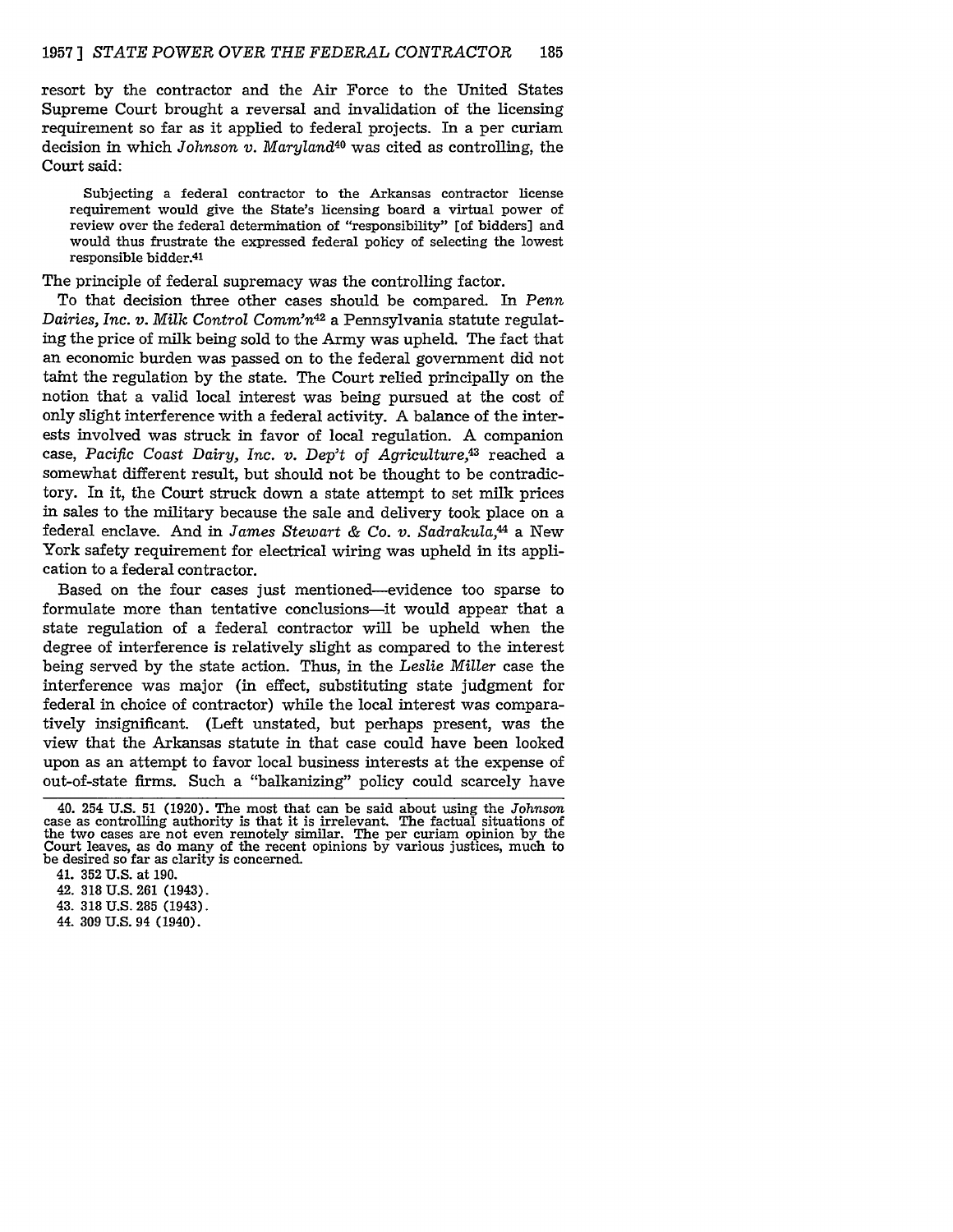resort by the contractor and the Air Force to the United States Supreme Court brought a reversal and invalidation of the licensing requirement so far as it applied to federal projects. In a per curiam decision in which *Johnson v. Maryland*[40] was cited as controlling, the Court said:

> Subjecting a federal contractor to the Arkansas contractor license requirement would give the State's licensing board a virtual power of review over the federal determination of "responsibility" [of bidders] and would thus frustrate the expressed federal policy of selecting the lowest responsible bidder.[41]

The principle of federal supremacy was the controlling factor.

To that decision three other cases should be compared. In *Penn Dairies, Inc. v. Milk Control Comm'n*[42] a Pennsylvania statute regulating the price of milk being sold to the Army was upheld. The fact that an economic burden was passed on to the federal government did not taint the regulation by the state. The Court relied principally on the notion that a valid local interest was being pursued at the cost of only slight interference with a federal activity. A balance of the interests involved was struck in favor of local regulation. A companion case, *Pacific Coast Dairy, Inc. v. Dep't of Agriculture*,[43] reached a somewhat different result, but should not be thought to be contradictory. In it, the Court struck down a state attempt to set milk prices in sales to the military because the sale and delivery took place on a federal enclave. And in *James Stewart & Co. v. Sadrakula*,[44] a New York safety requirement for electrical wiring was upheld in its application to a federal contractor.

Based on the four cases just mentioned—evidence too sparse to formulate more than tentative conclusions—it would appear that a state regulation of a federal contractor will be upheld when the degree of interference is relatively slight as compared to the interest being served by the state action. Thus, in the *Leslie Miller* case the interference was major (in effect, substituting state judgment for federal in choice of contractor) while the local interest was comparatively insignificant. (Left unstated, but perhaps present, was the view that the Arkansas statute in that case could have been looked upon as an attempt to favor local business interests at the expense of out-of-state firms. Such a "balkanizing" policy could scarcely have

---

40. 254 U.S. 51 (1920). The most that can be said about using the *Johnson* case as controlling authority is that it is irrelevant. The factual situations of the two cases are not even remotely similar. The per curiam opinion by the Court leaves, as do many of the recent opinions by various justices, much to be desired so far as clarity is concerned.

41. 352 U.S. at 190.

42. 318 U.S. 261 (1943).

43. 318 U.S. 285 (1943).

44. 309 U.S. 94 (1940).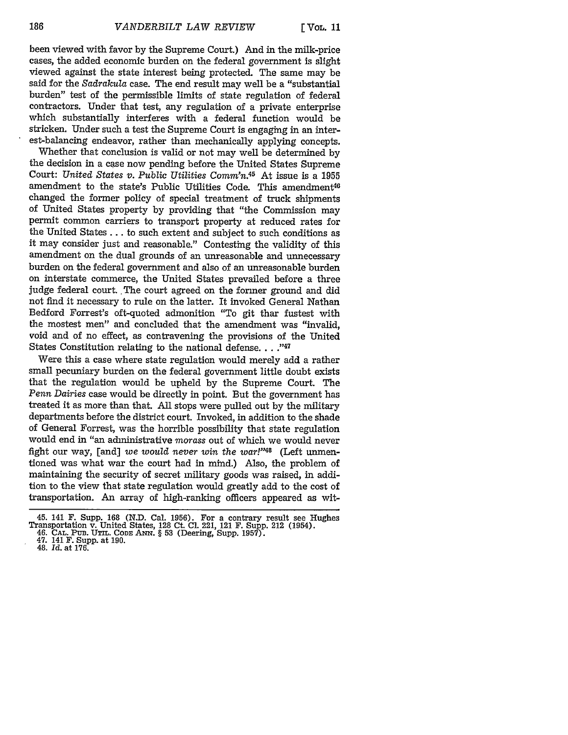been viewed with favor by the Supreme Court.) And in the milk-price cases, the added economic burden on the federal government is slight viewed against the state interest being protected. The same may be said for the *Sadrakula* case. The end result may well be a "substantial burden" test of the permissible limits of state regulation of federal contractors. Under that test, any regulation of a private enterprise which substantially interferes with a federal function would be stricken. Under such a test the Supreme Court is engaging in an interest-balancing endeavor, rather than mechanically applying concepts.

Whether that conclusion is valid or not may well be determined by the decision in a case now pending before the United States Supreme Court: *United States v. Public Utilities Comm'n.*[45] At issue is a 1955 amendment to the state's Public Utilities Code. This amendment[46] changed the former policy of special treatment of truck shipments of United States property by providing that "the Commission may permit common carriers to transport property at reduced rates for the United States . . . to such extent and subject to such conditions as it may consider just and reasonable." Contesting the validity of this amendment on the dual grounds of an unreasonable and unnecessary burden on the federal government and also of an unreasonable burden on interstate commerce, the United States prevailed before a three judge federal court. The court agreed on the former ground and did not find it necessary to rule on the latter. It invoked General Nathan Bedford Forrest's oft-quoted admonition "To git thar fustest with the mostest men" and concluded that the amendment was "invalid, void and of no effect, as contravening the provisions of the United States Constitution relating to the national defense. . . ."[47]

Were this a case where state regulation would merely add a rather small pecuniary burden on the federal government little doubt exists that the regulation would be upheld by the Supreme Court. The *Penn Dairies* case would be directly in point. But the government has treated it as more than that. All stops were pulled out by the military departments before the district court. Invoked, in addition to the shade of General Forrest, was the horrible possibility that state regulation would end in "an administrative *morass* out of which we would never fight our way, [and] *we would never win the war!*"[48] (Left unmentioned was what war the court had in mind.) Also, the problem of maintaining the security of secret military goods was raised, in addition to the view that state regulation would greatly add to the cost of transportation. An array of high-ranking officers appeared as wit-

45. 141 F. Supp. 168 (N.D. Cal. 1956). For a contrary result see Hughes Transportation v. United States, 128 Ct. Cl. 221, 121 F. Supp. 212 (1954).
46. CAL. PUB. UTIL. CODE ANN. § 53 (Deering, Supp. 1957).
47. 141 F. Supp. at 190.
48. *Id.* at 176.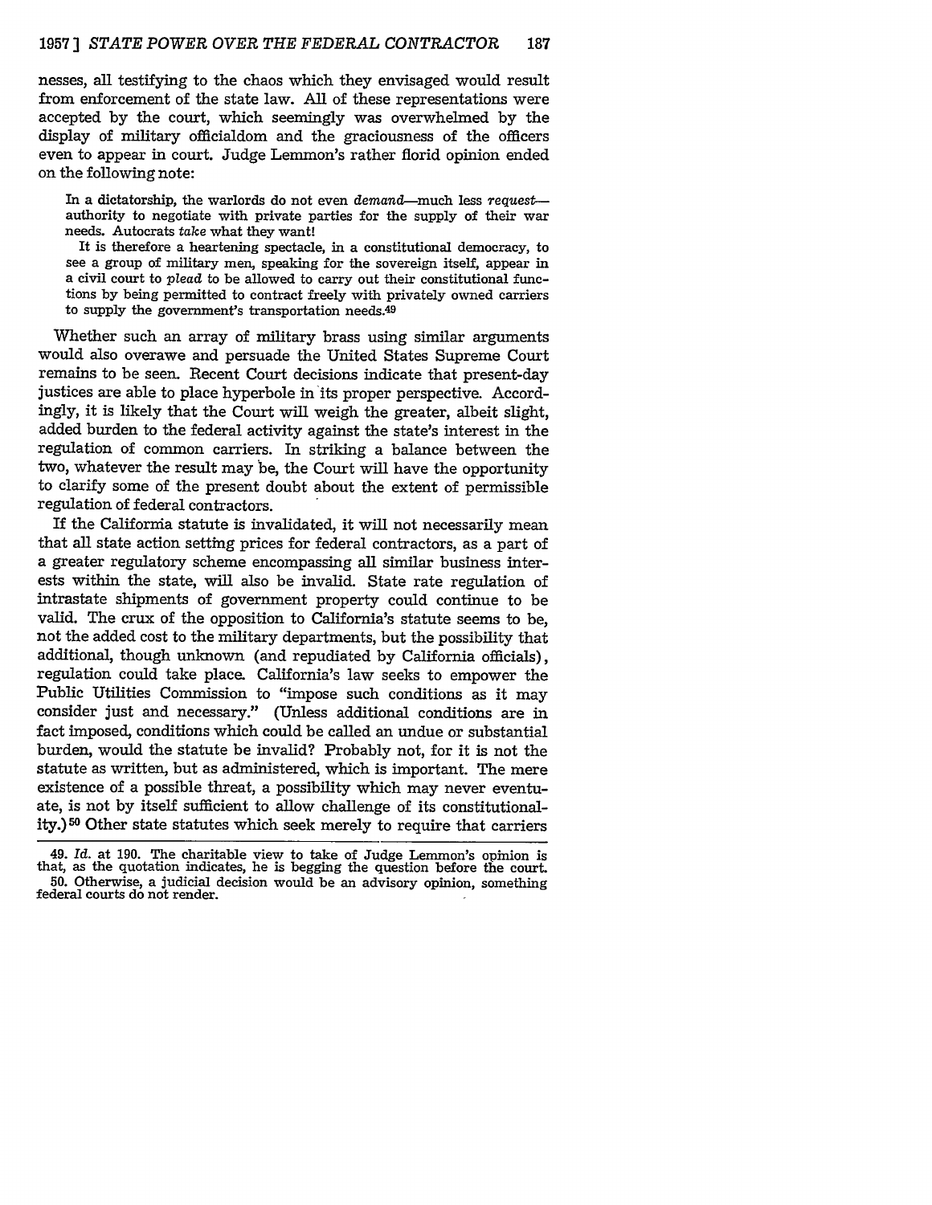nesses, all testifying to the chaos which they envisaged would result from enforcement of the state law. All of these representations were accepted by the court, which seemingly was overwhelmed by the display of military officialdom and the graciousness of the officers even to appear in court. Judge Lemmon's rather florid opinion ended on the following note:

> In a dictatorship, the warlords do not even *demand*—much less *request*—authority to negotiate with private parties for the supply of their war needs. Autocrats *take* what they want!
>
> It is therefore a heartening spectacle, in a constitutional democracy, to see a group of military men, speaking for the sovereign itself, appear in a civil court to *plead* to be allowed to carry out their constitutional functions by being permitted to contract freely with privately owned carriers to supply the government's transportation needs.[49]

Whether such an array of military brass using similar arguments would also overawe and persuade the United States Supreme Court remains to be seen. Recent Court decisions indicate that present-day justices are able to place hyperbole in its proper perspective. Accordingly, it is likely that the Court will weigh the greater, albeit slight, added burden to the federal activity against the state's interest in the regulation of common carriers. In striking a balance between the two, whatever the result may be, the Court will have the opportunity to clarify some of the present doubt about the extent of permissible regulation of federal contractors.

If the California statute is invalidated, it will not necessarily mean that all state action setting prices for federal contractors, as a part of a greater regulatory scheme encompassing all similar business interests within the state, will also be invalid. State rate regulation of intrastate shipments of government property could continue to be valid. The crux of the opposition to California's statute seems to be, not the added cost to the military departments, but the possibility that additional, though unknown (and repudiated by California officials), regulation could take place. California's law seeks to empower the Public Utilities Commission to "impose such conditions as it may consider just and necessary." (Unless additional conditions are in fact imposed, conditions which could be called an undue or substantial burden, would the statute be invalid? Probably not, for it is not the statute as written, but as administered, which is important. The mere existence of a possible threat, a possibility which may never eventuate, is not by itself sufficient to allow challenge of its constitutionality.)[50] Other state statutes which seek merely to require that carriers

---

49. *Id.* at 190. The charitable view to take of Judge Lemmon's opinion is that, as the quotation indicates, he is begging the question before the court.

50. Otherwise, a judicial decision would be an advisory opinion, something federal courts do not render.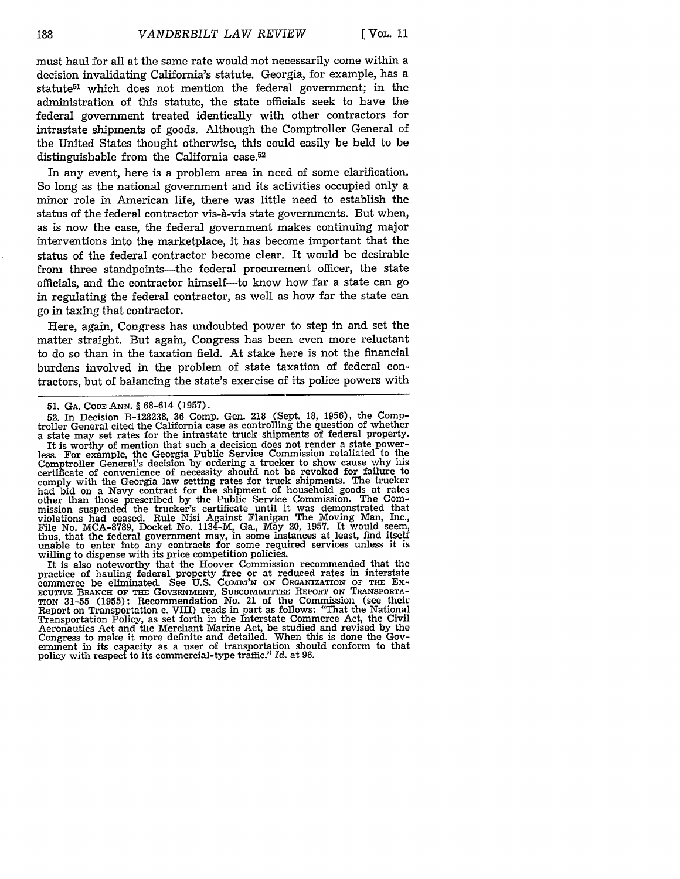must haul for all at the same rate would not necessarily come within a decision invalidating California's statute. Georgia, for example, has a statute[51] which does not mention the federal government; in the administration of this statute, the state officials seek to have the federal government treated identically with other contractors for intrastate shipments of goods. Although the Comptroller General of the United States thought otherwise, this could easily be held to be distinguishable from the California case.[52]

In any event, here is a problem area in need of some clarification. So long as the national government and its activities occupied only a minor role in American life, there was little need to establish the status of the federal contractor vis-à-vis state governments. But when, as is now the case, the federal government makes continuing major interventions into the marketplace, it has become important that the status of the federal contractor become clear. It would be desirable from three standpoints—the federal procurement officer, the state officials, and the contractor himself—to know how far a state can go in regulating the federal contractor, as well as how far the state can go in taxing that contractor.

Here, again, Congress has undoubted power to step in and set the matter straight. But again, Congress has been even more reluctant to do so than in the taxation field. At stake here is not the financial burdens involved in the problem of state taxation of federal contractors, but of balancing the state's exercise of its police powers with

---

51. GA. CODE ANN. § 68-614 (1957).

52. In Decision B-128238, 36 Comp. Gen. 218 (Sept. 18, 1956), the Comptroller General cited the California case as controlling the question of whether a state may set rates for the intrastate truck shipments of federal property.

It is worthy of mention that such a decision does not render a state powerless. For example, the Georgia Public Service Commission retaliated to the Comptroller General's decision by ordering a trucker to show cause why his certificate of convenience of necessity should not be revoked for failure to comply with the Georgia law setting rates for truck shipments. The trucker had bid on a Navy contract for the shipment of household goods at rates other than those prescribed by the Public Service Commission. The Commission suspended the trucker's certificate until it was demonstrated that violations had ceased. Rule Nisi Against Flanigan The Moving Man, Inc., File No. MCA-8789, Docket No. 1134-M, Ga., May 20, 1957. It would seem, thus, that the federal government may, in some instances at least, find itself unable to enter into any contracts for some required services unless it is willing to dispense with its price competition policies.

It is also noteworthy that the Hoover Commission recommended that the practice of hauling federal property free or at reduced rates in interstate commerce be eliminated. See U.S. COMM'N ON ORGANIZATION OF THE EXECUTIVE BRANCH OF THE GOVERNMENT, SUBCOMMITTEE REPORT ON TRANSPORTATION 31-55 (1955): Recommendation No. 21 of the Commission (see their Report on Transportation c. VIII) reads in part as follows: "That the National Transportation Policy, as set forth in the Interstate Commerce Act, the Civil Aeronautics Act and the Merchant Marine Act, be studied and revised by the Congress to make it more definite and detailed. When this is done the Government in its capacity as a user of transportation should conform to that policy with respect to its commercial-type traffic." *Id.* at 96.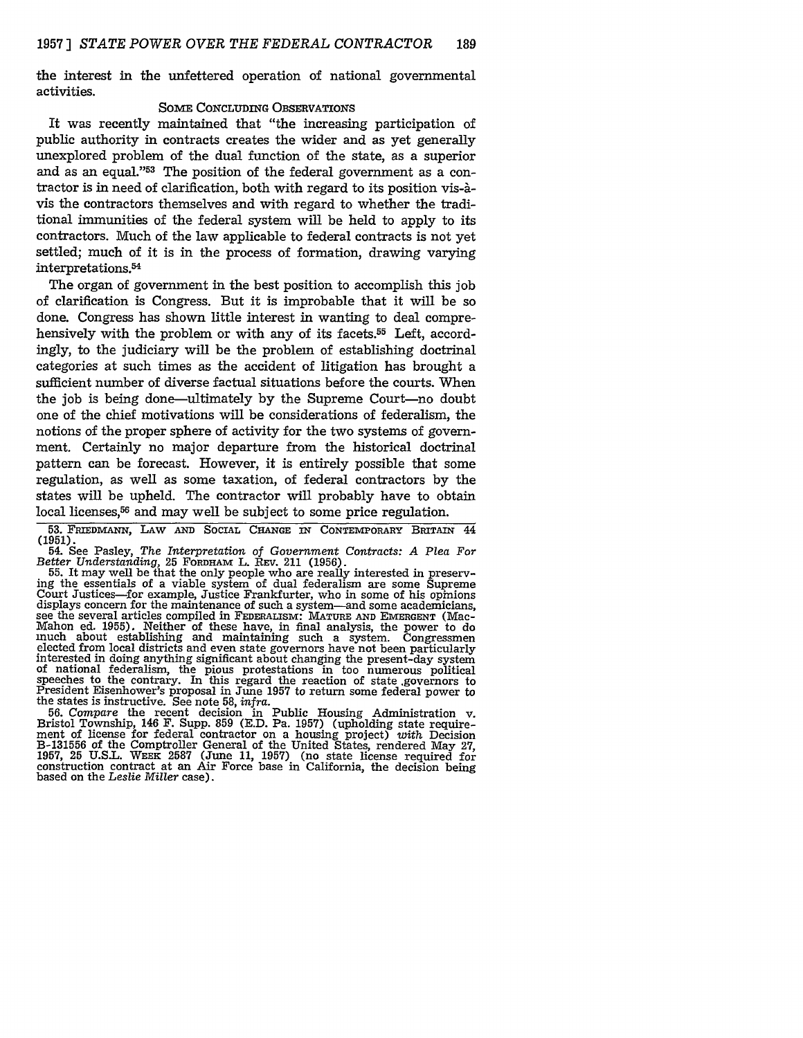the interest in the unfettered operation of national governmental activities.

## SOME CONCLUDING OBSERVATIONS

It was recently maintained that "the increasing participation of public authority in contracts creates the wider and as yet generally unexplored problem of the dual function of the state, as a superior and as an equal."[53] The position of the federal government as a contractor is in need of clarification, both with regard to its position vis-à-vis the contractors themselves and with regard to whether the traditional immunities of the federal system will be held to apply to its contractors. Much of the law applicable to federal contracts is not yet settled; much of it is in the process of formation, drawing varying interpretations.[54]

The organ of government in the best position to accomplish this job of clarification is Congress. But it is improbable that it will be so done. Congress has shown little interest in wanting to deal comprehensively with the problem or with any of its facets.[55] Left, accordingly, to the judiciary will be the problem of establishing doctrinal categories at such times as the accident of litigation has brought a sufficient number of diverse factual situations before the courts. When the job is being done—ultimately by the Supreme Court—no doubt one of the chief motivations will be considerations of federalism, the notions of the proper sphere of activity for the two systems of government. Certainly no major departure from the historical doctrinal pattern can be forecast. However, it is entirely possible that some regulation, as well as some taxation, of federal contractors by the states will be upheld. The contractor will probably have to obtain local licenses,[56] and may well be subject to some price regulation.

---

53. FRIEDMANN, LAW AND SOCIAL CHANGE IN CONTEMPORARY BRITAIN 44 (1951).

54. See Pasley, *The Interpretation of Government Contracts: A Plea For Better Understanding*, 25 FORDHAM L. REV. 211 (1956).

55. It may well be that the only people who are really interested in preserving the essentials of a viable system of dual federalism are some Supreme Court Justices—for example, Justice Frankfurter, who in some of his opinions displays concern for the maintenance of such a system—and some academicians, see the several articles compiled in FEDERALISM: MATURE AND EMERGENT (MacMahon ed. 1955). Neither of these have, in final analysis, the power to do much about establishing and maintaining such a system. Congressmen elected from local districts and even state governors have not been particularly interested in doing anything significant about changing the present-day system of national federalism, the pious protestations in too numerous political speeches to the contrary. In this regard the reaction of state governors to President Eisenhower's proposal in June 1957 to return some federal power to the states is instructive. See note 58, *infra*.

56. *Compare* the recent decision in Public Housing Administration v. Bristol Township, 146 F. Supp. 859 (E.D. Pa. 1957) (upholding state requirement of license for federal contractor on a housing project) *with* Decision B-131556 of the Comptroller General of the United States, rendered May 27, 1957, 25 U.S.L. WEEK 2587 (June 11, 1957) (no state license required for construction contract at an Air Force base in California, the decision being based on the *Leslie Miller* case).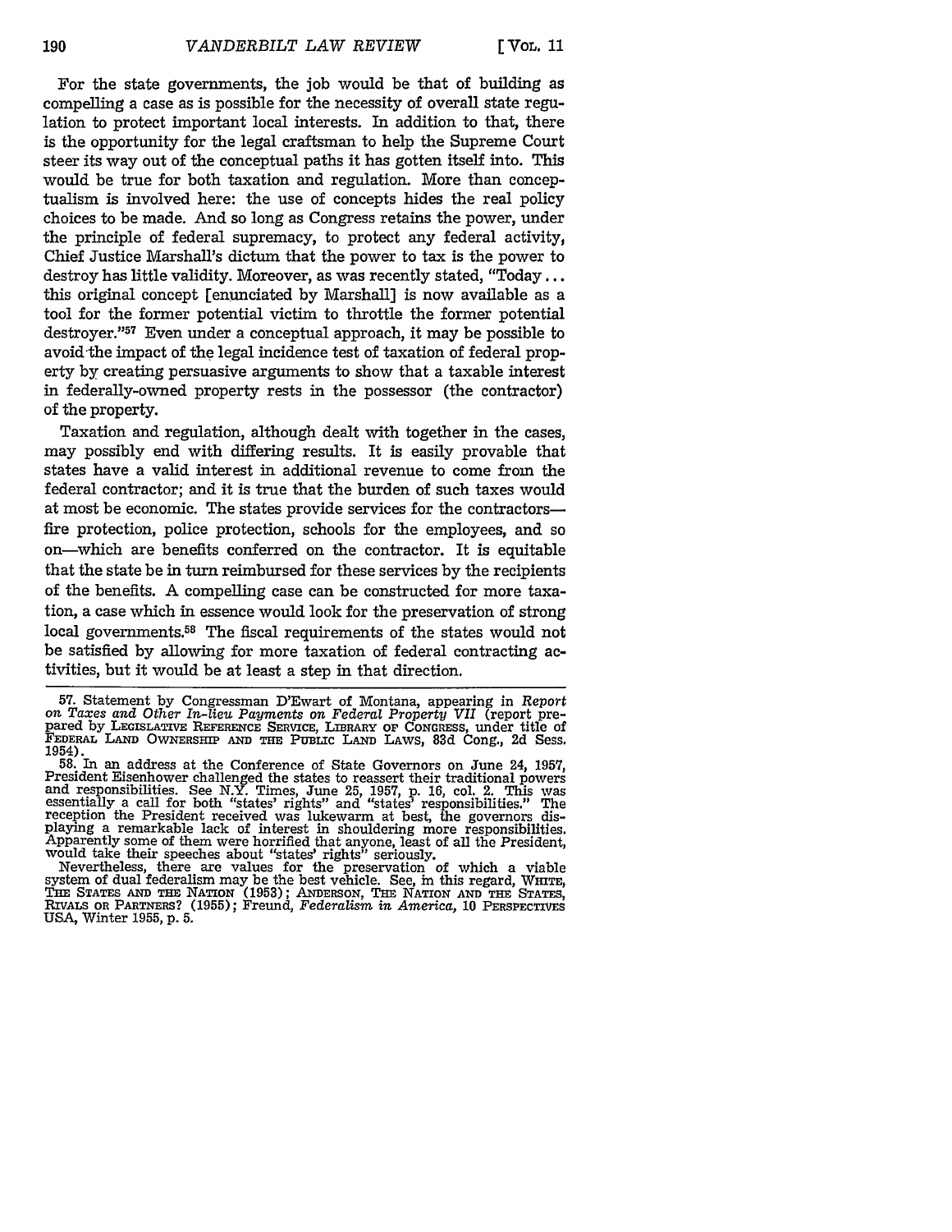For the state governments, the job would be that of building as compelling a case as is possible for the necessity of overall state regulation to protect important local interests. In addition to that, there is the opportunity for the legal craftsman to help the Supreme Court steer its way out of the conceptual paths it has gotten itself into. This would be true for both taxation and regulation. More than conceptualism is involved here: the use of concepts hides the real policy choices to be made. And so long as Congress retains the power, under the principle of federal supremacy, to protect any federal activity, Chief Justice Marshall's dictum that the power to tax is the power to destroy has little validity. Moreover, as was recently stated, "Today . . . this original concept [enunciated by Marshall] is now available as a tool for the former potential victim to throttle the former potential destroyer."[57] Even under a conceptual approach, it may be possible to avoid the impact of the legal incidence test of taxation of federal property by creating persuasive arguments to show that a taxable interest in federally-owned property rests in the possessor (the contractor) of the property.

Taxation and regulation, although dealt with together in the cases, may possibly end with differing results. It is easily provable that states have a valid interest in additional revenue to come from the federal contractor; and it is true that the burden of such taxes would at most be economic. The states provide services for the contractors—fire protection, police protection, schools for the employees, and so on—which are benefits conferred on the contractor. It is equitable that the state be in turn reimbursed for these services by the recipients of the benefits. A compelling case can be constructed for more taxation, a case which in essence would look for the preservation of strong local governments.[58] The fiscal requirements of the states would not be satisfied by allowing for more taxation of federal contracting activities, but it would be at least a step in that direction.

57. Statement by Congressman D'Ewart of Montana, appearing in *Report on Taxes and Other In-lieu Payments on Federal Property VII* (report prepared by LEGISLATIVE REFERENCE SERVICE, LIBRARY OF CONGRESS, under title of FEDERAL LAND OWNERSHIP AND THE PUBLIC LAND LAWS, 83d Cong., 2d Sess. 1954).

58. In an address at the Conference of State Governors on June 24, 1957, President Eisenhower challenged the states to reassert their traditional powers and responsibilities. See N.Y. Times, June 25, 1957, p. 16, col. 2. This was essentially a call for both "states' rights" and "states' responsibilities." The reception the President received was lukewarm at best, the governors displaying a remarkable lack of interest in shouldering more responsibilities. Apparently some of them were horrified that anyone, least of all the President, would take their speeches about "states' rights" seriously.

Nevertheless, there are values for the preservation of which a viable system of dual federalism may be the best vehicle. See, in this regard, WHITE, THE STATES AND THE NATION (1953); ANDERSON, THE NATION AND THE STATES, RIVALS OR PARTNERS? (1955); Freund, *Federalism in America*, 10 PERSPECTIVES USA, Winter 1955, p. 5.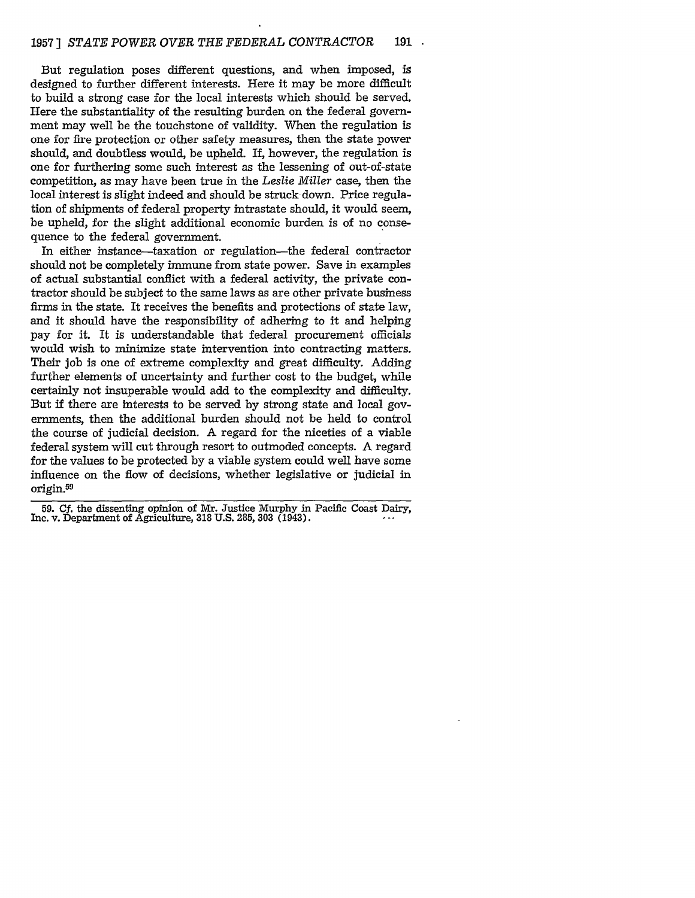But regulation poses different questions, and when imposed, is designed to further different interests. Here it may be more difficult to build a strong case for the local interests which should be served. Here the substantiality of the resulting burden on the federal government may well be the touchstone of validity. When the regulation is one for fire protection or other safety measures, then the state power should, and doubtless would, be upheld. If, however, the regulation is one for furthering some such interest as the lessening of out-of-state competition, as may have been true in the *Leslie Miller* case, then the local interest is slight indeed and should be struck down. Price regulation of shipments of federal property intrastate should, it would seem, be upheld, for the slight additional economic burden is of no consequence to the federal government.

In either instance—taxation or regulation—the federal contractor should not be completely immune from state power. Save in examples of actual substantial conflict with a federal activity, the private contractor should be subject to the same laws as are other private business firms in the state. It receives the benefits and protections of state law, and it should have the responsibility of adhering to it and helping pay for it. It is understandable that federal procurement officials would wish to minimize state intervention into contracting matters. Their job is one of extreme complexity and great difficulty. Adding further elements of uncertainty and further cost to the budget, while certainly not insuperable would add to the complexity and difficulty. But if there are interests to be served by strong state and local governments, then the additional burden should not be held to control the course of judicial decision. A regard for the niceties of a viable federal system will cut through resort to outmoded concepts. A regard for the values to be protected by a viable system could well have some influence on the flow of decisions, whether legislative or judicial in origin.[59]

---

59. *Cf.* the dissenting opinion of Mr. Justice Murphy in Pacific Coast Dairy, Inc. v. Department of Agriculture, 318 U.S. 285, 303 (1943).